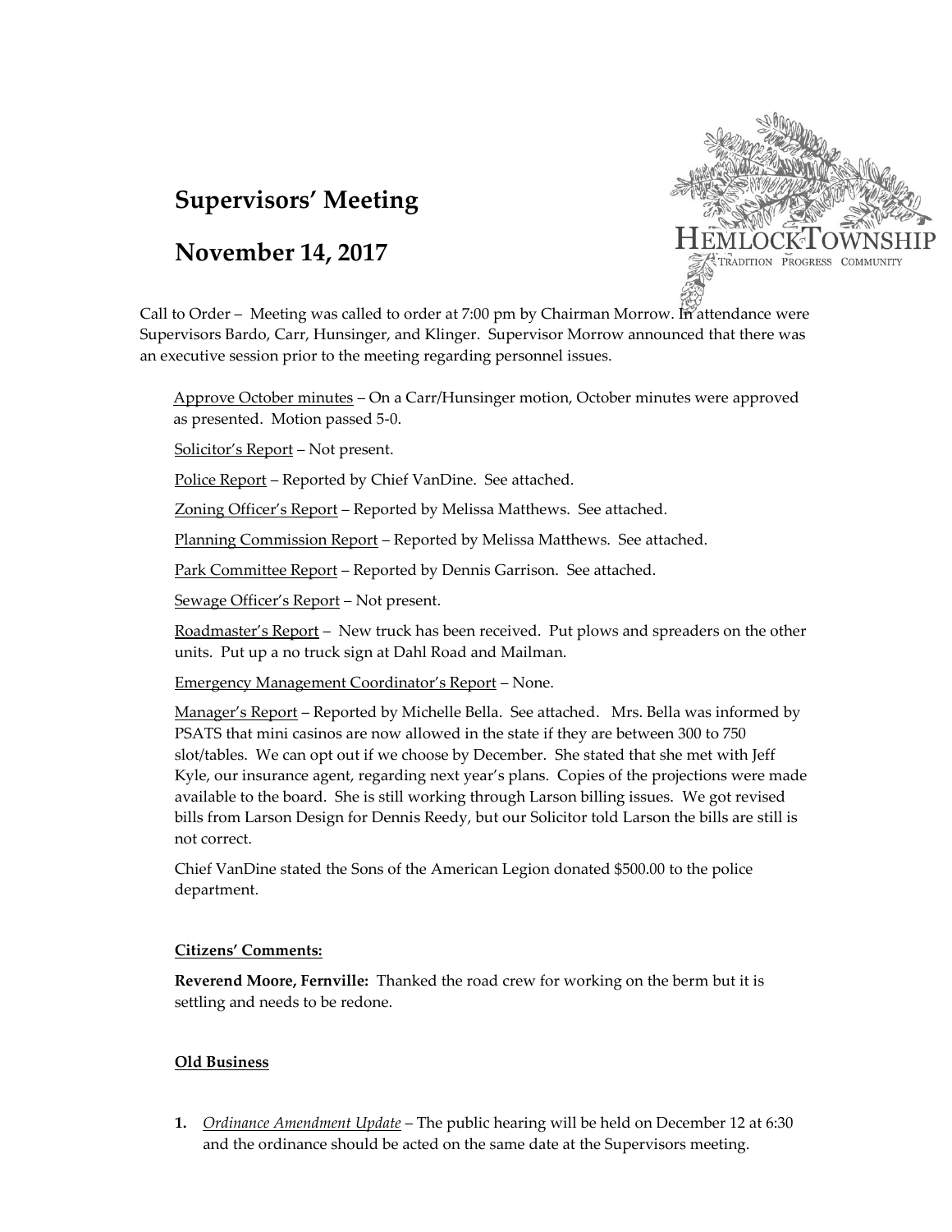# Supervisors' Meeting

## November 14, 2017

Call to Order – Meeting was called to order at 7:00 pm by Chairman Morrow. In attendance were Supervisors Bardo, Carr, Hunsinger, and Klinger. Supervisor Morrow announced that there was an executive session prior to the meeting regarding personnel issues.

Approve October minutes – On a Carr/Hunsinger motion, October minutes were approved as presented. Motion passed 5-0.

Solicitor's Report – Not present.

Police Report – Reported by Chief VanDine. See attached.

Zoning Officer's Report – Reported by Melissa Matthews. See attached.

Planning Commission Report – Reported by Melissa Matthews. See attached.

Park Committee Report – Reported by Dennis Garrison. See attached.

Sewage Officer's Report – Not present.

Roadmaster's Report – New truck has been received. Put plows and spreaders on the other units. Put up a no truck sign at Dahl Road and Mailman.

Emergency Management Coordinator's Report – None.

Manager's Report – Reported by Michelle Bella. See attached. Mrs. Bella was informed by PSATS that mini casinos are now allowed in the state if they are between 300 to 750 slot/tables. We can opt out if we choose by December. She stated that she met with Jeff Kyle, our insurance agent, regarding next year's plans. Copies of the projections were made available to the board. She is still working through Larson billing issues. We got revised bills from Larson Design for Dennis Reedy, but our Solicitor told Larson the bills are still is not correct.

Chief VanDine stated the Sons of the American Legion donated $500.00 to the police department.

**Citizens' Comments:**

**Reverend Moore, Fernville:** Thanked the road crew for working on the berm but it is settling and needs to be redone.

**Old Business**

1. *Ordinance Amendment Update* – The public hearing will be held on December 12 at 6:30 and the ordinance should be acted on the same date at the Supervisors meeting.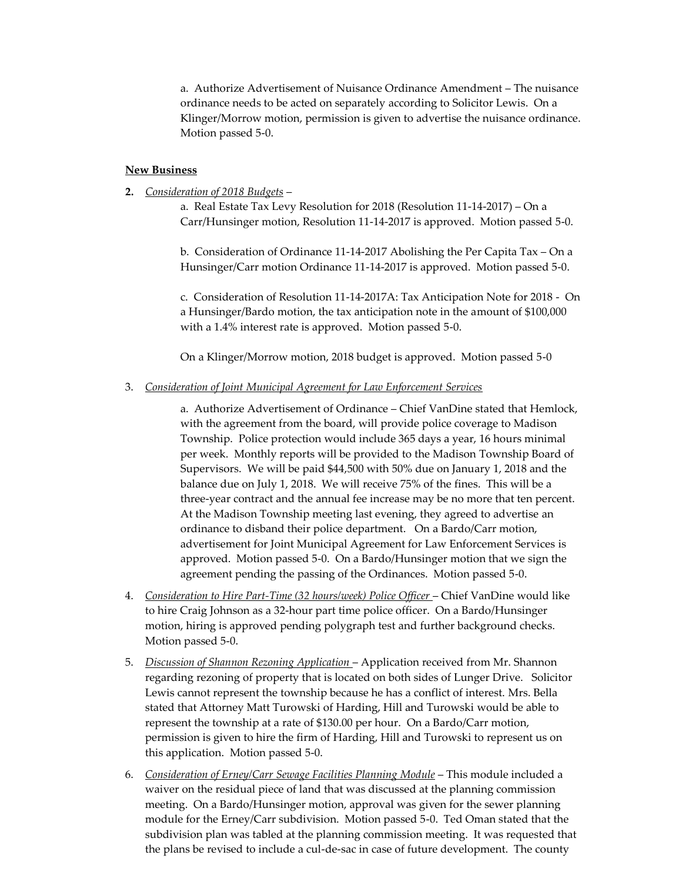a. Authorize Advertisement of Nuisance Ordinance Amendment – The nuisance ordinance needs to be acted on separately according to Solicitor Lewis. On a Klinger/Morrow motion, permission is given to advertise the nuisance ordinance. Motion passed 5-0.

**New Business**

**2.** *Consideration of 2018 Budgets* –

a. Real Estate Tax Levy Resolution for 2018 (Resolution 11-14-2017) – On a Carr/Hunsinger motion, Resolution 11-14-2017 is approved. Motion passed 5-0.

b. Consideration of Ordinance 11-14-2017 Abolishing the Per Capita Tax – On a Hunsinger/Carr motion Ordinance 11-14-2017 is approved. Motion passed 5-0.

c. Consideration of Resolution 11-14-2017A: Tax Anticipation Note for 2018 - On a Hunsinger/Bardo motion, the tax anticipation note in the amount of $100,000 with a 1.4% interest rate is approved. Motion passed 5-0.

On a Klinger/Morrow motion, 2018 budget is approved. Motion passed 5-0

3. *Consideration of Joint Municipal Agreement for Law Enforcement Services*

a. Authorize Advertisement of Ordinance – Chief VanDine stated that Hemlock, with the agreement from the board, will provide police coverage to Madison Township. Police protection would include 365 days a year, 16 hours minimal per week. Monthly reports will be provided to the Madison Township Board of Supervisors. We will be paid $44,500 with 50% due on January 1, 2018 and the balance due on July 1, 2018. We will receive 75% of the fines. This will be a three-year contract and the annual fee increase may be no more that ten percent. At the Madison Township meeting last evening, they agreed to advertise an ordinance to disband their police department. On a Bardo/Carr motion, advertisement for Joint Municipal Agreement for Law Enforcement Services is approved. Motion passed 5-0. On a Bardo/Hunsinger motion that we sign the agreement pending the passing of the Ordinances. Motion passed 5-0.

4. *Consideration to Hire Part-Time (32 hours/week) Police Officer* – Chief VanDine would like to hire Craig Johnson as a 32-hour part time police officer. On a Bardo/Hunsinger motion, hiring is approved pending polygraph test and further background checks. Motion passed 5-0.

5. *Discussion of Shannon Rezoning Application* – Application received from Mr. Shannon regarding rezoning of property that is located on both sides of Lunger Drive. Solicitor Lewis cannot represent the township because he has a conflict of interest. Mrs. Bella stated that Attorney Matt Turowski of Harding, Hill and Turowski would be able to represent the township at a rate of $130.00 per hour. On a Bardo/Carr motion, permission is given to hire the firm of Harding, Hill and Turowski to represent us on this application. Motion passed 5-0.

6. *Consideration of Erney/Carr Sewage Facilities Planning Module* – This module included a waiver on the residual piece of land that was discussed at the planning commission meeting. On a Bardo/Hunsinger motion, approval was given for the sewer planning module for the Erney/Carr subdivision. Motion passed 5-0. Ted Oman stated that the subdivision plan was tabled at the planning commission meeting. It was requested that the plans be revised to include a cul-de-sac in case of future development. The county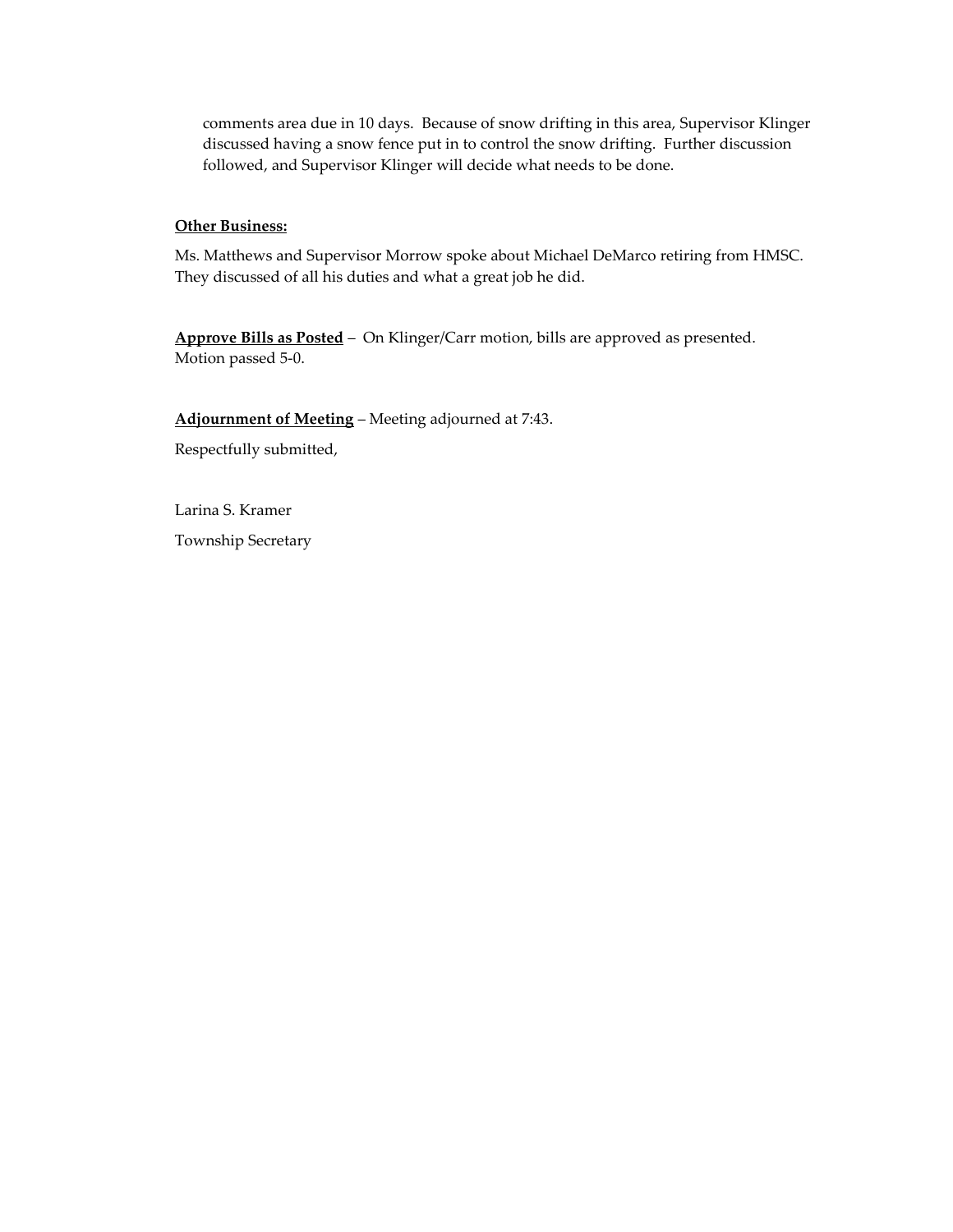comments area due in 10 days. Because of snow drifting in this area, Supervisor Klinger discussed having a snow fence put in to control the snow drifting. Further discussion followed, and Supervisor Klinger will decide what needs to be done.

**Other Business:**

Ms. Matthews and Supervisor Morrow spoke about Michael DeMarco retiring from HMSC. They discussed of all his duties and what a great job he did.

**Approve Bills as Posted** – On Klinger/Carr motion, bills are approved as presented. Motion passed 5-0.

**Adjournment of Meeting** – Meeting adjourned at 7:43.

Respectfully submitted,

Larina S. Kramer

Township Secretary